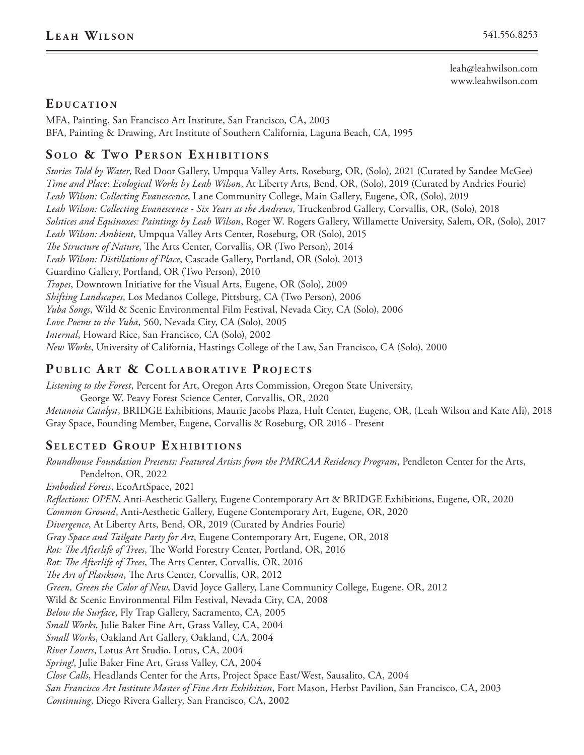# Leah Wilson

541.556.8253

leah@leahwilson.com
www.leahwilson.com

## Education

MFA, Painting, San Francisco Art Institute, San Francisco, CA, 2003
BFA, Painting & Drawing, Art Institute of Southern California, Laguna Beach, CA, 1995

## Solo & Two Person Exhibitions

*Stories Told by Water*, Red Door Gallery, Umpqua Valley Arts, Roseburg, OR, (Solo), 2021 (Curated by Sandee McGee)
*Time and Place*: *Ecological Works by Leah Wilson*, At Liberty Arts, Bend, OR, (Solo), 2019 (Curated by Andries Fourie)
*Leah Wilson: Collecting Evanescence*, Lane Community College, Main Gallery, Eugene, OR, (Solo), 2019
*Leah Wilson: Collecting Evanescence - Six Years at the Andrews*, Truckenbrod Gallery, Corvallis, OR, (Solo), 2018
*Solstices and Equinoxes: Paintings by Leah Wilson*, Roger W. Rogers Gallery, Willamette University, Salem, OR, (Solo), 2017
*Leah Wilson: Ambient*, Umpqua Valley Arts Center, Roseburg, OR (Solo), 2015
*The Structure of Nature*, The Arts Center, Corvallis, OR (Two Person), 2014
*Leah Wilson: Distillations of Place*, Cascade Gallery, Portland, OR (Solo), 2013
Guardino Gallery, Portland, OR (Two Person), 2010
*Tropes*, Downtown Initiative for the Visual Arts, Eugene, OR (Solo), 2009
*Shifting Landscapes*, Los Medanos College, Pittsburg, CA (Two Person), 2006
*Yuba Songs*, Wild & Scenic Environmental Film Festival, Nevada City, CA (Solo), 2006
*Love Poems to the Yuba*, 560, Nevada City, CA (Solo), 2005
*Internal*, Howard Rice, San Francisco, CA (Solo), 2002
*New Works*, University of California, Hastings College of the Law, San Francisco, CA (Solo), 2000

## Public Art & Collaborative Projects

*Listening to the Forest*, Percent for Art, Oregon Arts Commission, Oregon State University, George W. Peavy Forest Science Center, Corvallis, OR, 2020
*Metanoia Catalyst*, BRIDGE Exhibitions, Maurie Jacobs Plaza, Hult Center, Eugene, OR, (Leah Wilson and Kate Ali), 2018
Gray Space, Founding Member, Eugene, Corvallis & Roseburg, OR 2016 - Present

## Selected Group Exhibitions

*Roundhouse Foundation Presents: Featured Artists from the PMRCAA Residency Program*, Pendleton Center for the Arts, Pendelton, OR, 2022
*Embodied Forest*, EcoArtSpace, 2021
*Reflections: OPEN*, Anti-Aesthetic Gallery, Eugene Contemporary Art & BRIDGE Exhibitions, Eugene, OR, 2020
*Common Ground*, Anti-Aesthetic Gallery, Eugene Contemporary Art, Eugene, OR, 2020
*Divergence*, At Liberty Arts, Bend, OR, 2019 (Curated by Andries Fourie)
*Gray Space and Tailgate Party for Art*, Eugene Contemporary Art, Eugene, OR, 2018
*Rot: The Afterlife of Trees*, The World Forestry Center, Portland, OR, 2016
*Rot: The Afterlife of Trees*, The Arts Center, Corvallis, OR, 2016
*The Art of Plankton*, The Arts Center, Corvallis, OR, 2012
*Green, Green the Color of New*, David Joyce Gallery, Lane Community College, Eugene, OR, 2012
Wild & Scenic Environmental Film Festival, Nevada City, CA, 2008
*Below the Surface*, Fly Trap Gallery, Sacramento, CA, 2005
*Small Works*, Julie Baker Fine Art, Grass Valley, CA, 2004
*Small Works*, Oakland Art Gallery, Oakland, CA, 2004
*River Lovers*, Lotus Art Studio, Lotus, CA, 2004
*Spring!*, Julie Baker Fine Art, Grass Valley, CA, 2004
*Close Calls*, Headlands Center for the Arts, Project Space East/West, Sausalito, CA, 2004
*San Francisco Art Institute Master of Fine Arts Exhibition*, Fort Mason, Herbst Pavilion, San Francisco, CA, 2003
*Continuing*, Diego Rivera Gallery, San Francisco, CA, 2002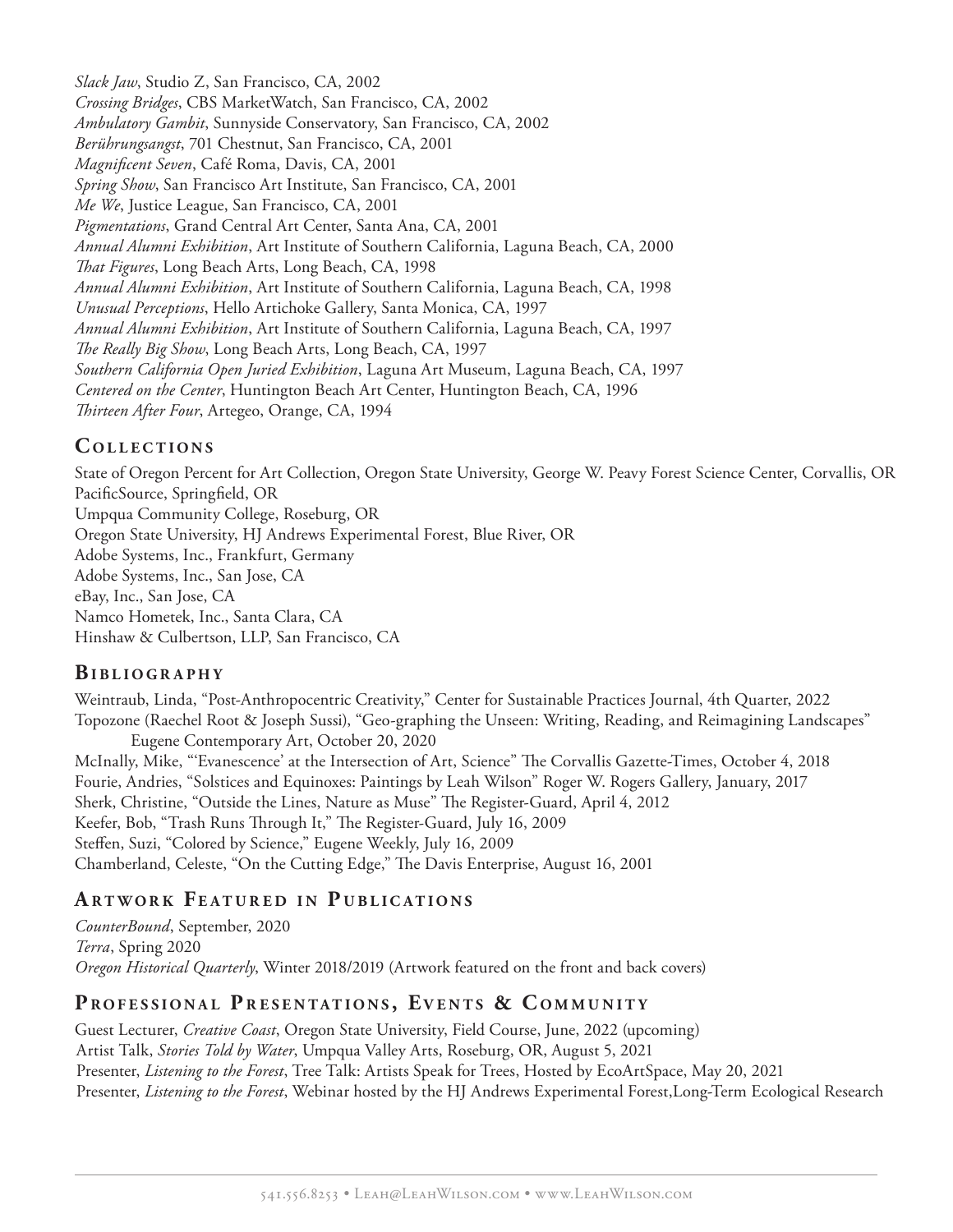*Slack Jaw*, Studio Z, San Francisco, CA, 2002
*Crossing Bridges*, CBS MarketWatch, San Francisco, CA, 2002
*Ambulatory Gambit*, Sunnyside Conservatory, San Francisco, CA, 2002
*Berührungsangst*, 701 Chestnut, San Francisco, CA, 2001
*Magnificent Seven*, Café Roma, Davis, CA, 2001
*Spring Show*, San Francisco Art Institute, San Francisco, CA, 2001
*Me We*, Justice League, San Francisco, CA, 2001
*Pigmentations*, Grand Central Art Center, Santa Ana, CA, 2001
*Annual Alumni Exhibition*, Art Institute of Southern California, Laguna Beach, CA, 2000
*That Figures*, Long Beach Arts, Long Beach, CA, 1998
*Annual Alumni Exhibition*, Art Institute of Southern California, Laguna Beach, CA, 1998
*Unusual Perceptions*, Hello Artichoke Gallery, Santa Monica, CA, 1997
*Annual Alumni Exhibition*, Art Institute of Southern California, Laguna Beach, CA, 1997
*The Really Big Show*, Long Beach Arts, Long Beach, CA, 1997
*Southern California Open Juried Exhibition*, Laguna Art Museum, Laguna Beach, CA, 1997
*Centered on the Center*, Huntington Beach Art Center, Huntington Beach, CA, 1996
*Thirteen After Four*, Artegeo, Orange, CA, 1994

## Collections

State of Oregon Percent for Art Collection, Oregon State University, George W. Peavy Forest Science Center, Corvallis, OR
PacificSource, Springfield, OR
Umpqua Community College, Roseburg, OR
Oregon State University, HJ Andrews Experimental Forest, Blue River, OR
Adobe Systems, Inc., Frankfurt, Germany
Adobe Systems, Inc., San Jose, CA
eBay, Inc., San Jose, CA
Namco Hometek, Inc., Santa Clara, CA
Hinshaw & Culbertson, LLP, San Francisco, CA

## Bibliography

Weintraub, Linda, "Post-Anthropocentric Creativity," Center for Sustainable Practices Journal, 4th Quarter, 2022
Topozone (Raechel Root & Joseph Sussi), "Geo-graphing the Unseen: Writing, Reading, and Reimagining Landscapes" Eugene Contemporary Art, October 20, 2020
McInally, Mike, "'Evanescence' at the Intersection of Art, Science" The Corvallis Gazette-Times, October 4, 2018
Fourie, Andries, "Solstices and Equinoxes: Paintings by Leah Wilson" Roger W. Rogers Gallery, January, 2017
Sherk, Christine, "Outside the Lines, Nature as Muse" The Register-Guard, April 4, 2012
Keefer, Bob, "Trash Runs Through It," The Register-Guard, July 16, 2009
Steffen, Suzi, "Colored by Science," Eugene Weekly, July 16, 2009
Chamberland, Celeste, "On the Cutting Edge," The Davis Enterprise, August 16, 2001

## Artwork Featured in Publications

*CounterBound*, September, 2020
*Terra*, Spring 2020
*Oregon Historical Quarterly*, Winter 2018/2019 (Artwork featured on the front and back covers)

## Professional Presentations, Events & Community

Guest Lecturer, *Creative Coast*, Oregon State University, Field Course, June, 2022 (upcoming)
Artist Talk, *Stories Told by Water*, Umpqua Valley Arts, Roseburg, OR, August 5, 2021
Presenter, *Listening to the Forest*, Tree Talk: Artists Speak for Trees, Hosted by EcoArtSpace, May 20, 2021
Presenter, *Listening to the Forest*, Webinar hosted by the HJ Andrews Experimental Forest,Long-Term Ecological Research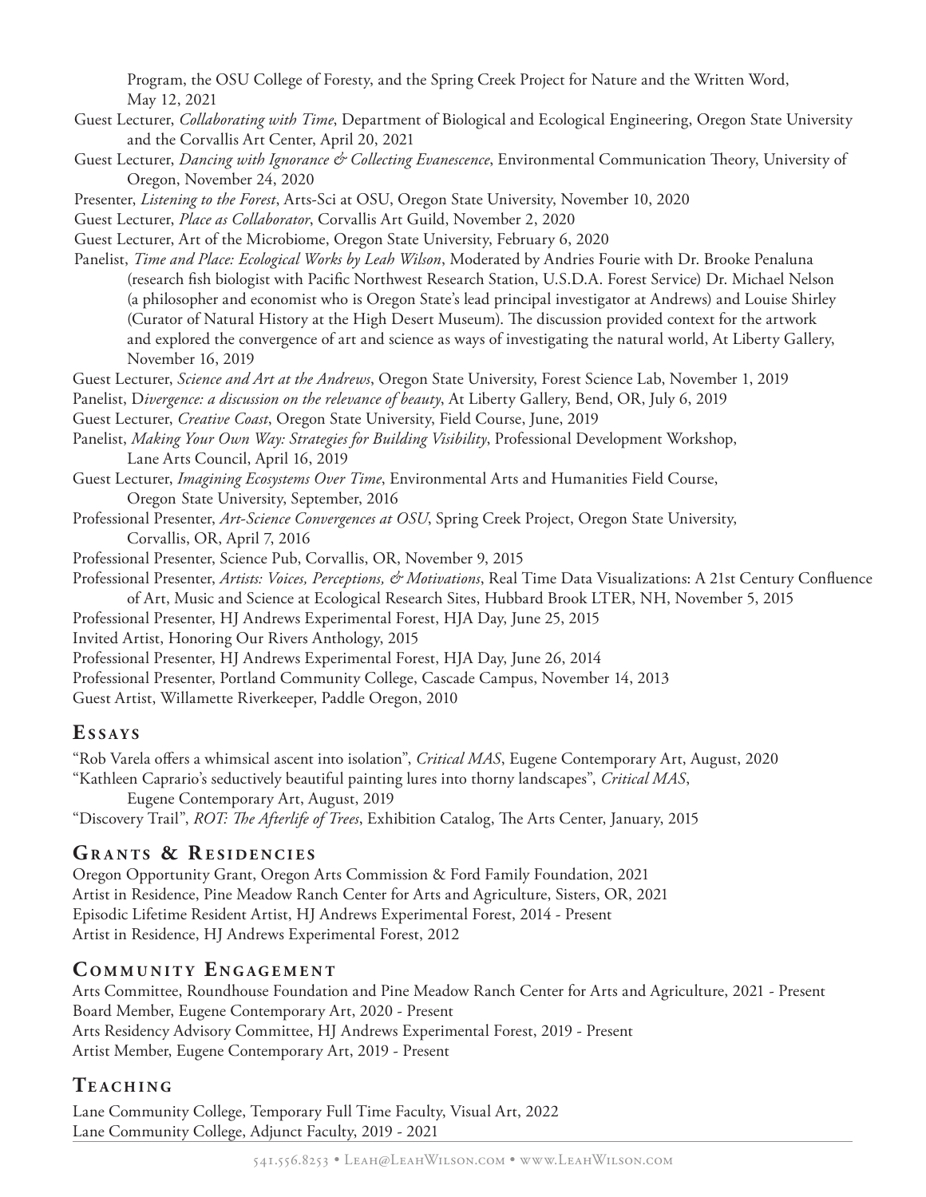Program, the OSU College of Foresty, and the Spring Creek Project for Nature and the Written Word, May 12, 2021

Guest Lecturer, *Collaborating with Time*, Department of Biological and Ecological Engineering, Oregon State University and the Corvallis Art Center, April 20, 2021

Guest Lecturer, *Dancing with Ignorance & Collecting Evanescence*, Environmental Communication Theory, University of Oregon, November 24, 2020

Presenter, *Listening to the Forest*, Arts-Sci at OSU, Oregon State University, November 10, 2020

Guest Lecturer, *Place as Collaborator*, Corvallis Art Guild, November 2, 2020

Guest Lecturer, Art of the Microbiome, Oregon State University, February 6, 2020

Panelist, *Time and Place: Ecological Works by Leah Wilson*, Moderated by Andries Fourie with Dr. Brooke Penaluna (research fish biologist with Pacific Northwest Research Station, U.S.D.A. Forest Service) Dr. Michael Nelson (a philosopher and economist who is Oregon State's lead principal investigator at Andrews) and Louise Shirley (Curator of Natural History at the High Desert Museum). The discussion provided context for the artwork and explored the convergence of art and science as ways of investigating the natural world, At Liberty Gallery, November 16, 2019

Guest Lecturer, *Science and Art at the Andrews*, Oregon State University, Forest Science Lab, November 1, 2019

Panelist, D*ivergence: a discussion on the relevance of beauty*, At Liberty Gallery, Bend, OR, July 6, 2019

Guest Lecturer, *Creative Coast*, Oregon State University, Field Course, June, 2019

Panelist, *Making Your Own Way: Strategies for Building Visibility*, Professional Development Workshop, Lane Arts Council, April 16, 2019

Guest Lecturer, *Imagining Ecosystems Over Time*, Environmental Arts and Humanities Field Course, Oregon State University, September, 2016

Professional Presenter, *Art-Science Convergences at OSU*, Spring Creek Project, Oregon State University, Corvallis, OR, April 7, 2016

Professional Presenter, Science Pub, Corvallis, OR, November 9, 2015

Professional Presenter, *Artists: Voices, Perceptions, & Motivations*, Real Time Data Visualizations: A 21st Century Confluence of Art, Music and Science at Ecological Research Sites, Hubbard Brook LTER, NH, November 5, 2015

Professional Presenter, HJ Andrews Experimental Forest, HJA Day, June 25, 2015

Invited Artist, Honoring Our Rivers Anthology, 2015

Professional Presenter, HJ Andrews Experimental Forest, HJA Day, June 26, 2014

Professional Presenter, Portland Community College, Cascade Campus, November 14, 2013

Guest Artist, Willamette Riverkeeper, Paddle Oregon, 2010

## Essays

"Rob Varela offers a whimsical ascent into isolation", *Critical MAS*, Eugene Contemporary Art, August, 2020

"Kathleen Caprario's seductively beautiful painting lures into thorny landscapes", *Critical MAS*, Eugene Contemporary Art, August, 2019

"Discovery Trail", *ROT: The Afterlife of Trees*, Exhibition Catalog, The Arts Center, January, 2015

## Grants & Residencies

Oregon Opportunity Grant, Oregon Arts Commission & Ford Family Foundation, 2021

Artist in Residence, Pine Meadow Ranch Center for Arts and Agriculture, Sisters, OR, 2021

Episodic Lifetime Resident Artist, HJ Andrews Experimental Forest, 2014 - Present

Artist in Residence, HJ Andrews Experimental Forest, 2012

## Community Engagement

Arts Committee, Roundhouse Foundation and Pine Meadow Ranch Center for Arts and Agriculture, 2021 - Present

Board Member, Eugene Contemporary Art, 2020 - Present

Arts Residency Advisory Committee, HJ Andrews Experimental Forest, 2019 - Present

Artist Member, Eugene Contemporary Art, 2019 - Present

## Teaching

Lane Community College, Temporary Full Time Faculty, Visual Art, 2022

Lane Community College, Adjunct Faculty, 2019 - 2021